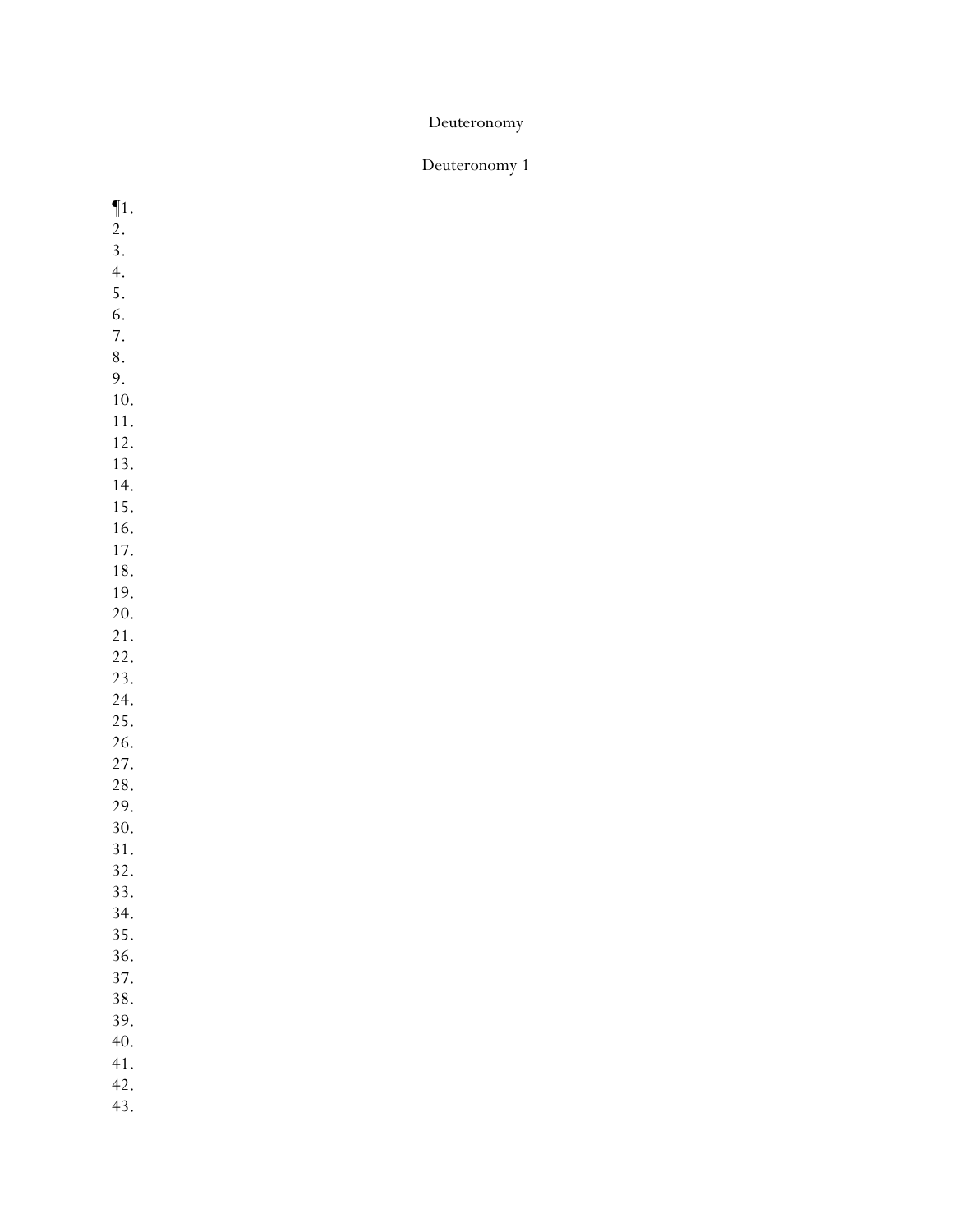# Deuteronomy

## Deuteronomy 1

¶1.
2.
3.
4.
5.
6.
7.
8.
9.
10.
11.
12.
13.
14.
15.
16.
17.
18.
19.
20.
21.
22.
23.
24.
25.
26.
27.
28.
29.
30.
31.
32.
33.
34.
35.
36.
37.
38.
39.
40.
41.
42.
43.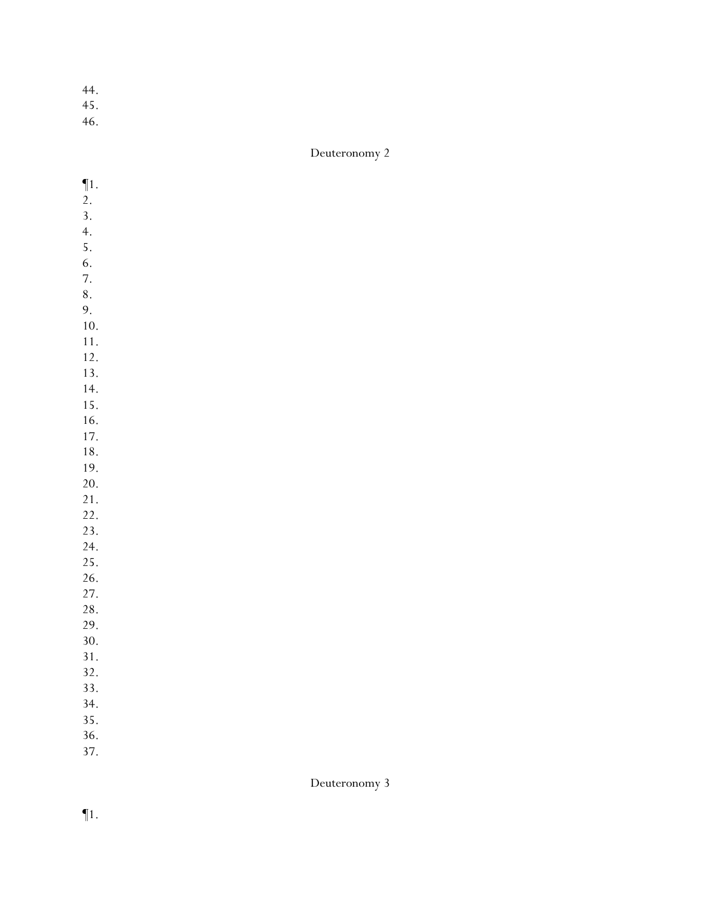44.
45.
46.

Deuteronomy 2

¶1.
2.
3.
4.
5.
6.
7.
8.
9.
10.
11.
12.
13.
14.
15.
16.
17.
18.
19.
20.
21.
22.
23.
24.
25.
26.
27.
28.
29.
30.
31.
32.
33.
34.
35.
36.
37.

Deuteronomy 3

¶1.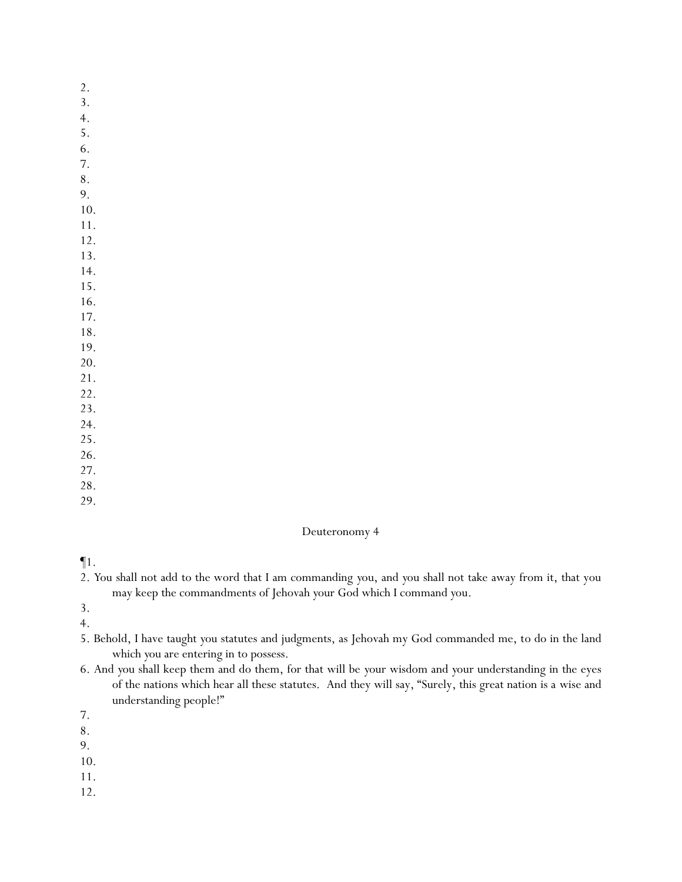2.
3.
4.
5.
6.
7.
8.
9.
10.
11.
12.
13.
14.
15.
16.
17.
18.
19.
20.
21.
22.
23.
24.
25.
26.
27.
28.
29.

## Deuteronomy 4

¶1.
2. You shall not add to the word that I am commanding you, and you shall not take away from it, that you may keep the commandments of Jehovah your God which I command you.
3.
4.
5. Behold, I have taught you statutes and judgments, as Jehovah my God commanded me, to do in the land which you are entering in to possess.
6. And you shall keep them and do them, for that will be your wisdom and your understanding in the eyes of the nations which hear all these statutes. And they will say, "Surely, this great nation is a wise and understanding people!"
7.
8.
9.
10.
11.
12.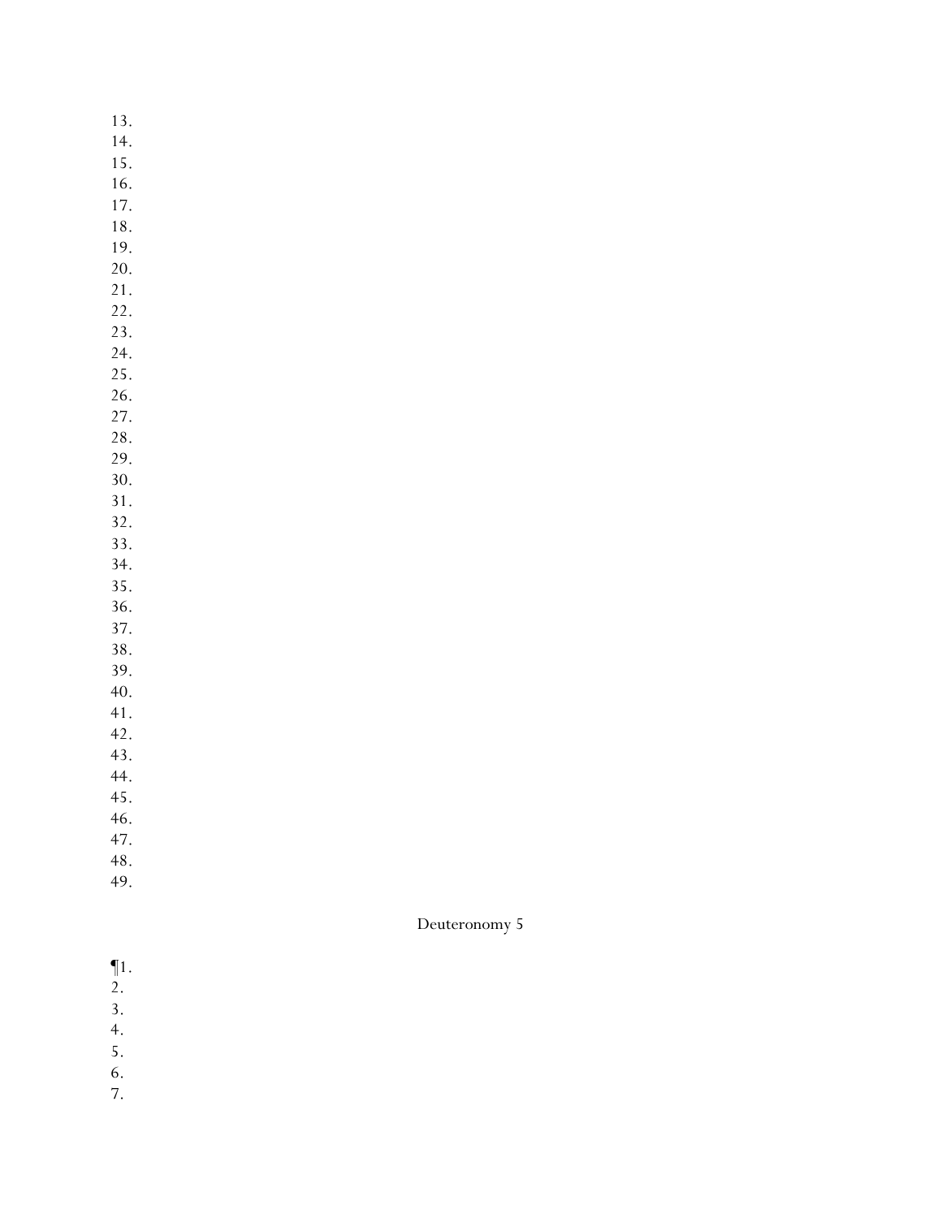13.
14.
15.
16.
17.
18.
19.
20.
21.
22.
23.
24.
25.
26.
27.
28.
29.
30.
31.
32.
33.
34.
35.
36.
37.
38.
39.
40.
41.
42.
43.
44.
45.
46.
47.
48.
49.

## Deuteronomy 5

¶1.
2.
3.
4.
5.
6.
7.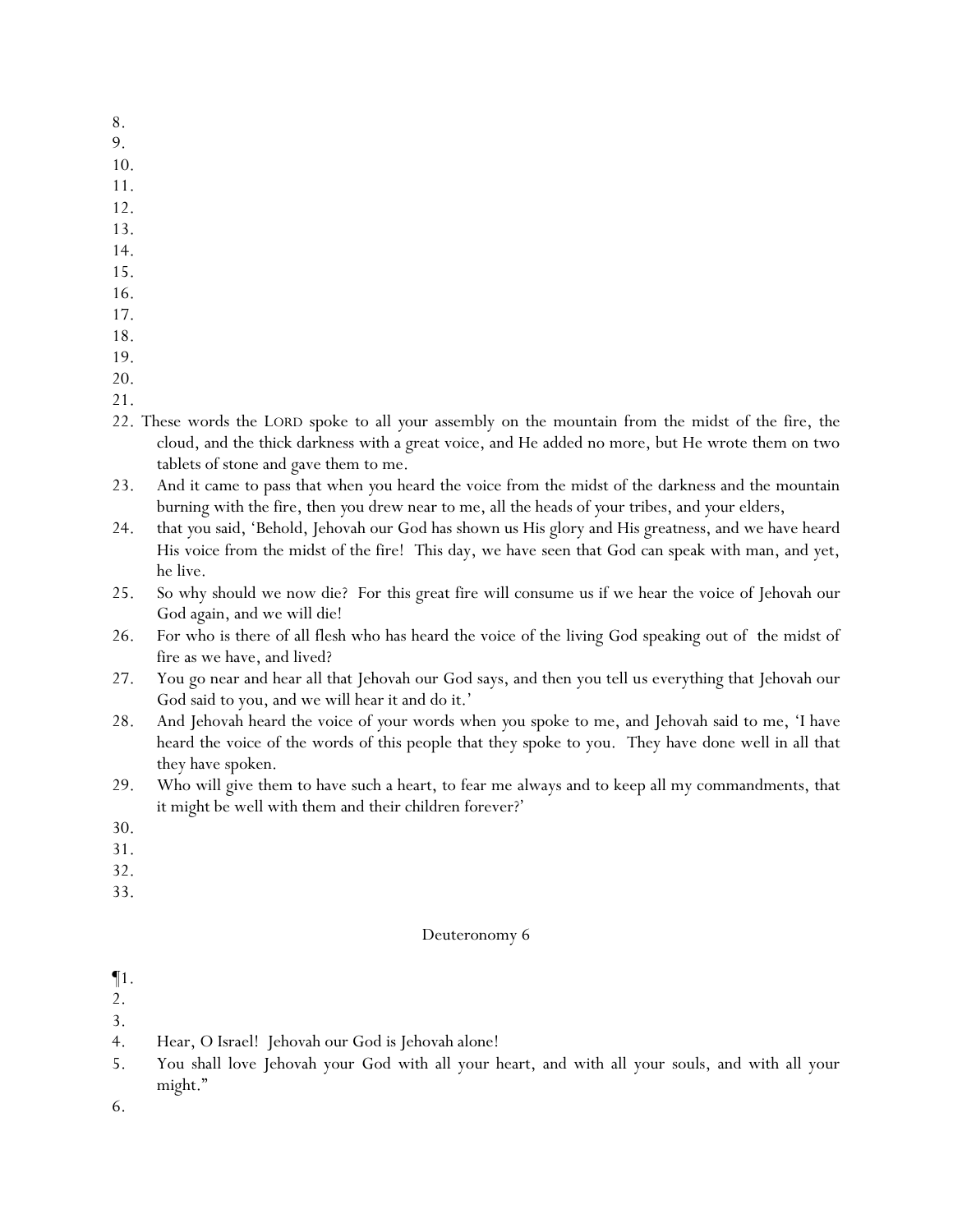8.
9.
10.
11.
12.
13.
14.
15.
16.
17.
18.
19.
20.
21.
22. These words the LORD spoke to all your assembly on the mountain from the midst of the fire, the cloud, and the thick darkness with a great voice, and He added no more, but He wrote them on two tablets of stone and gave them to me.
23. And it came to pass that when you heard the voice from the midst of the darkness and the mountain burning with the fire, then you drew near to me, all the heads of your tribes, and your elders,
24. that you said, 'Behold, Jehovah our God has shown us His glory and His greatness, and we have heard His voice from the midst of the fire! This day, we have seen that God can speak with man, and yet, he live.
25. So why should we now die? For this great fire will consume us if we hear the voice of Jehovah our God again, and we will die!
26. For who is there of all flesh who has heard the voice of the living God speaking out of the midst of fire as we have, and lived?
27. You go near and hear all that Jehovah our God says, and then you tell us everything that Jehovah our God said to you, and we will hear it and do it.'
28. And Jehovah heard the voice of your words when you spoke to me, and Jehovah said to me, 'I have heard the voice of the words of this people that they spoke to you. They have done well in all that they have spoken.
29. Who will give them to have such a heart, to fear me always and to keep all my commandments, that it might be well with them and their children forever?'
30.
31.
32.
33.

Deuteronomy 6

¶1.
2.
3.
4. Hear, O Israel! Jehovah our God is Jehovah alone!
5. You shall love Jehovah your God with all your heart, and with all your souls, and with all your might."
6.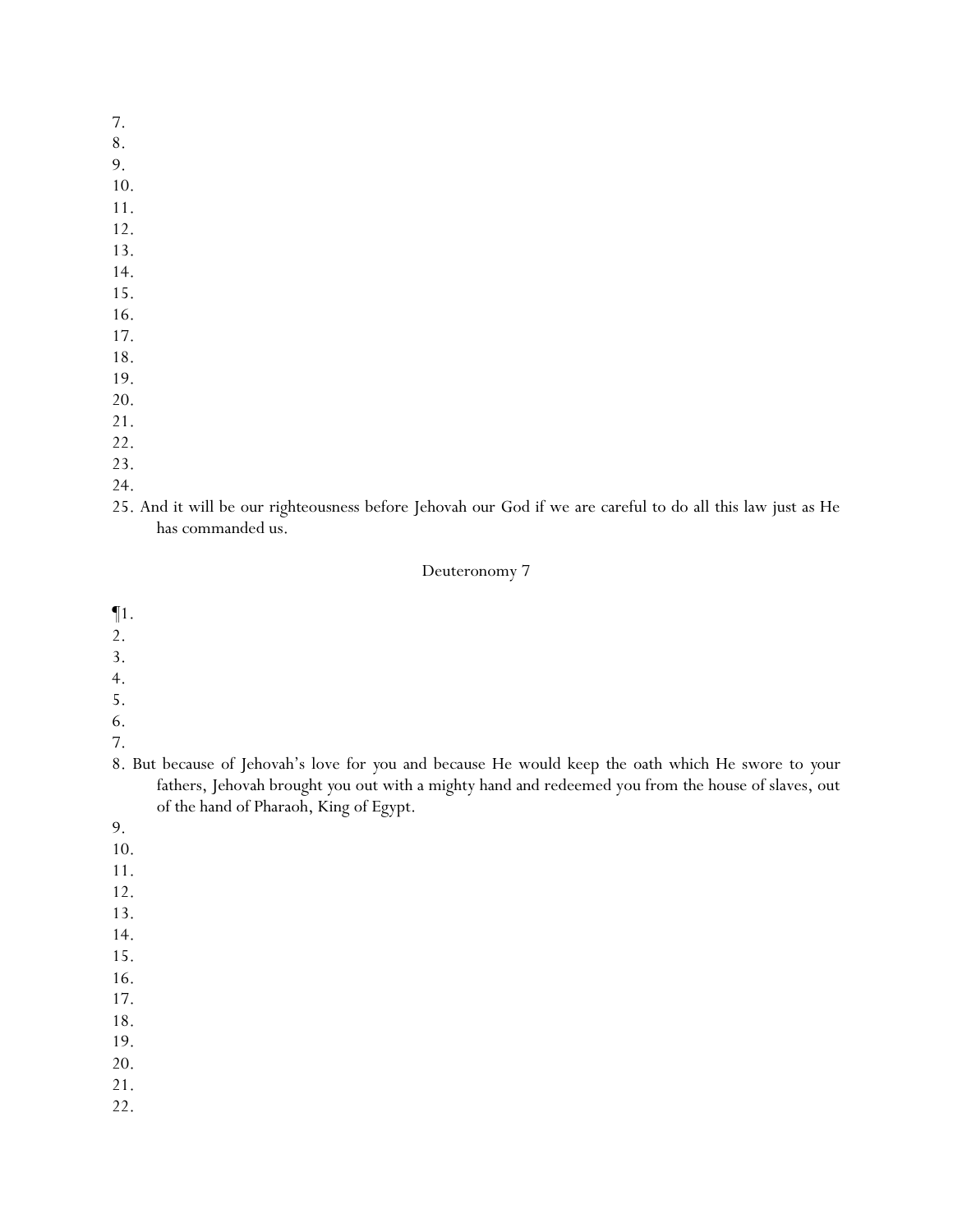7.
8.
9.
10.
11.
12.
13.
14.
15.
16.
17.
18.
19.
20.
21.
22.
23.
24.
25. And it will be our righteousness before Jehovah our God if we are careful to do all this law just as He has commanded us.

## Deuteronomy 7

¶1.
2.
3.
4.
5.
6.
7.
8. But because of Jehovah's love for you and because He would keep the oath which He swore to your fathers, Jehovah brought you out with a mighty hand and redeemed you from the house of slaves, out of the hand of Pharaoh, King of Egypt.
9.
10.
11.
12.
13.
14.
15.
16.
17.
18.
19.
20.
21.
22.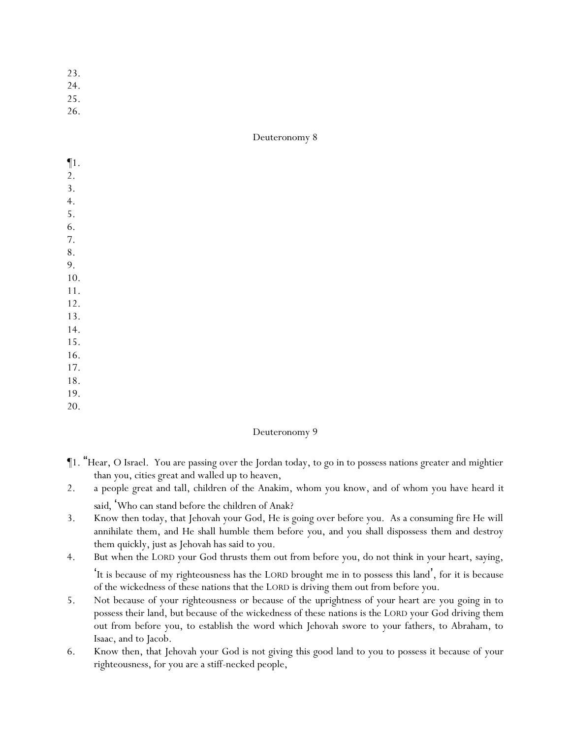23.
24.
25.
26.

## Deuteronomy 8

¶1.
2.
3.
4.
5.
6.
7.
8.
9.
10.
11.
12.
13.
14.
15.
16.
17.
18.
19.
20.

## Deuteronomy 9

¶1. "Hear, O Israel. You are passing over the Jordan today, to go in to possess nations greater and mightier than you, cities great and walled up to heaven,

2. a people great and tall, children of the Anakim, whom you know, and of whom you have heard it said, 'Who can stand before the children of Anak?

3. Know then today, that Jehovah your God, He is going over before you. As a consuming fire He will annihilate them, and He shall humble them before you, and you shall dispossess them and destroy them quickly, just as Jehovah has said to you.

4. But when the LORD your God thrusts them out from before you, do not think in your heart, saying, 'It is because of my righteousness has the LORD brought me in to possess this land', for it is because of the wickedness of these nations that the LORD is driving them out from before you.

5. Not because of your righteousness or because of the uprightness of your heart are you going in to possess their land, but because of the wickedness of these nations is the LORD your God driving them out from before you, to establish the word which Jehovah swore to your fathers, to Abraham, to Isaac, and to Jacob.

6. Know then, that Jehovah your God is not giving this good land to you to possess it because of your righteousness, for you are a stiff-necked people,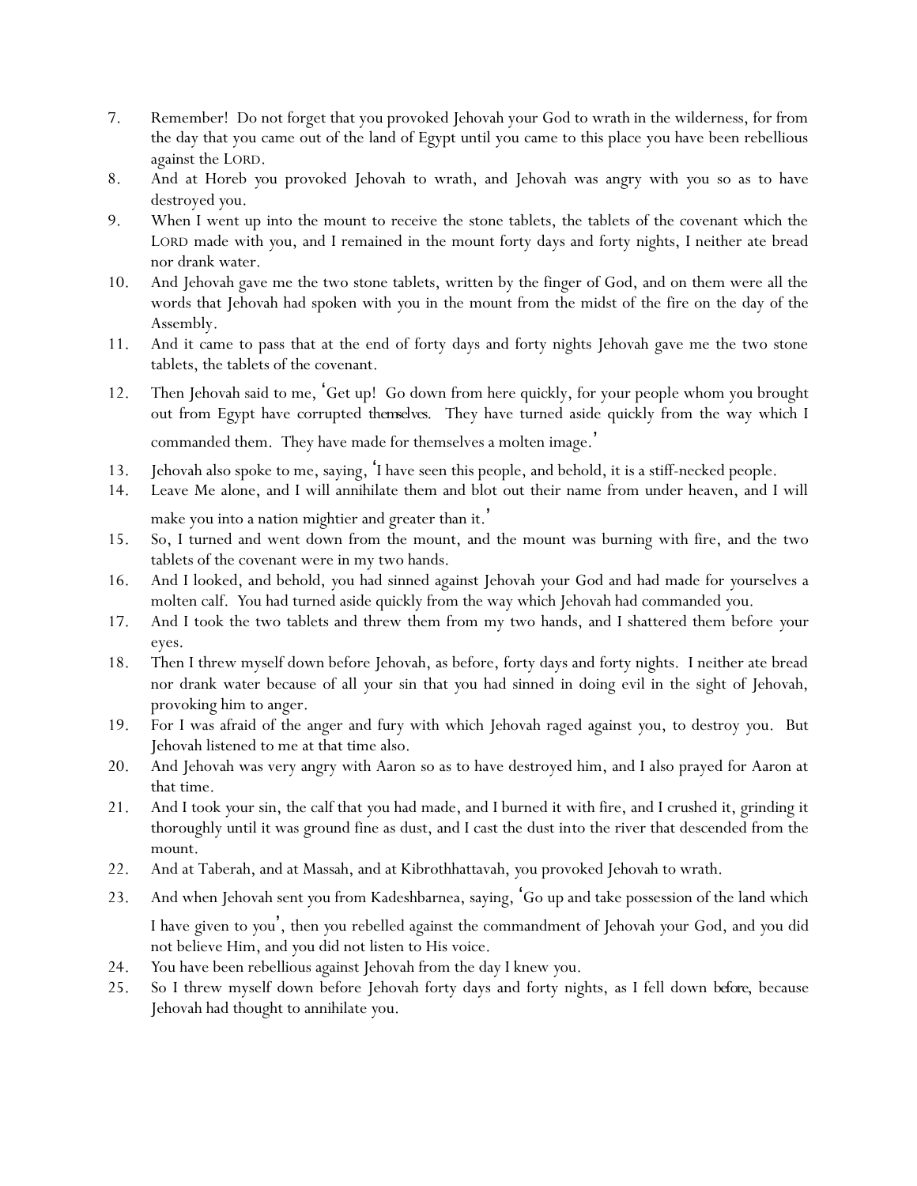7. Remember! Do not forget that you provoked Jehovah your God to wrath in the wilderness, for from the day that you came out of the land of Egypt until you came to this place you have been rebellious against the LORD.
8. And at Horeb you provoked Jehovah to wrath, and Jehovah was angry with you so as to have destroyed you.
9. When I went up into the mount to receive the stone tablets, the tablets of the covenant which the LORD made with you, and I remained in the mount forty days and forty nights, I neither ate bread nor drank water.
10. And Jehovah gave me the two stone tablets, written by the finger of God, and on them were all the words that Jehovah had spoken with you in the mount from the midst of the fire on the day of the Assembly.
11. And it came to pass that at the end of forty days and forty nights Jehovah gave me the two stone tablets, the tablets of the covenant.
12. Then Jehovah said to me, 'Get up! Go down from here quickly, for your people whom you brought out from Egypt have corrupted *themselves*. They have turned aside quickly from the way which I commanded them. They have made for themselves a molten image.'
13. Jehovah also spoke to me, saying, 'I have seen this people, and behold, it is a stiff-necked people.
14. Leave Me alone, and I will annihilate them and blot out their name from under heaven, and I will make you into a nation mightier and greater than it.'
15. So, I turned and went down from the mount, and the mount was burning with fire, and the two tablets of the covenant were in my two hands.
16. And I looked, and behold, you had sinned against Jehovah your God and had made for yourselves a molten calf. You had turned aside quickly from the way which Jehovah had commanded you.
17. And I took the two tablets and threw them from my two hands, and I shattered them before your eyes.
18. Then I threw myself down before Jehovah, as before, forty days and forty nights. I neither ate bread nor drank water because of all your sin that you had sinned in doing evil in the sight of Jehovah, provoking him to anger.
19. For I was afraid of the anger and fury with which Jehovah raged against you, to destroy you. But Jehovah listened to me at that time also.
20. And Jehovah was very angry with Aaron so as to have destroyed him, and I also prayed for Aaron at that time.
21. And I took your sin, the calf that you had made, and I burned it with fire, and I crushed it, grinding it thoroughly until it was ground fine as dust, and I cast the dust into the river that descended from the mount.
22. And at Taberah, and at Massah, and at Kibrothhattavah, you provoked Jehovah to wrath.
23. And when Jehovah sent you from Kadeshbarnea, saying, 'Go up and take possession of the land which I have given to you', then you rebelled against the commandment of Jehovah your God, and you did not believe Him, and you did not listen to His voice.
24. You have been rebellious against Jehovah from the day I knew you.
25. So I threw myself down before Jehovah forty days and forty nights, as I fell down *before*, because Jehovah had thought to annihilate you.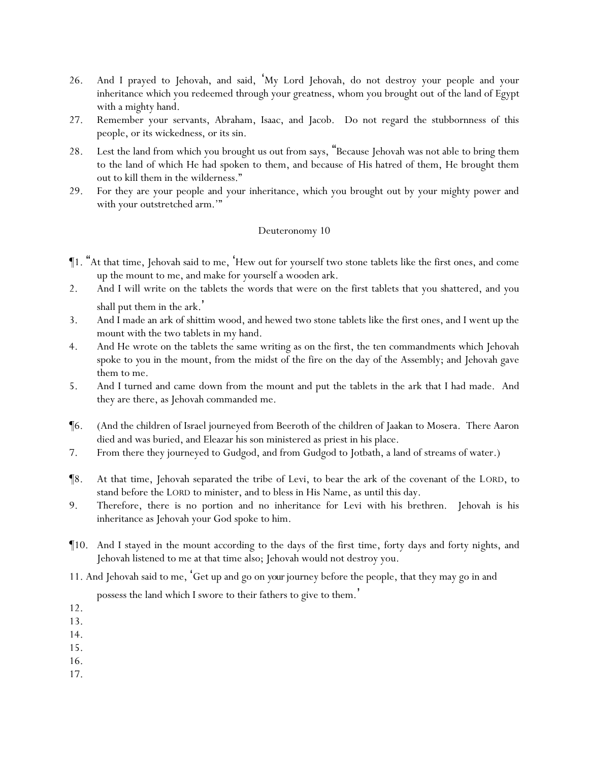26. And I prayed to Jehovah, and said, ‘My Lord Jehovah, do not destroy your people and your inheritance which you redeemed through your greatness, whom you brought out of the land of Egypt with a mighty hand.
27. Remember your servants, Abraham, Isaac, and Jacob. Do not regard the stubbornness of this people, or its wickedness, or its sin.
28. Lest the land from which you brought us out from says, “Because Jehovah was not able to bring them to the land of which He had spoken to them, and because of His hatred of them, He brought them out to kill them in the wilderness.”
29. For they are your people and your inheritance, which you brought out by your mighty power and with your outstretched arm.’”

Deuteronomy 10

¶1. “At that time, Jehovah said to me, ‘Hew out for yourself two stone tablets like the first ones, and come up the mount to me, and make for yourself a wooden ark.
2. And I will write on the tablets the words that were on the first tablets that you shattered, and you shall put them in the ark.’
3. And I made an ark of shittim wood, and hewed two stone tablets like the first ones, and I went up the mount with the two tablets in my hand.
4. And He wrote on the tablets the same writing as on the first, the ten commandments which Jehovah spoke to you in the mount, from the midst of the fire on the day of the Assembly; and Jehovah gave them to me.
5. And I turned and came down from the mount and put the tablets in the ark that I had made. And they are there, as Jehovah commanded me.

¶6. (And the children of Israel journeyed from Beeroth of the children of Jaakan to Mosera. There Aaron died and was buried, and Eleazar his son ministered as priest in his place.
7. From there they journeyed to Gudgod, and from Gudgod to Jotbath, a land of streams of water.)

¶8. At that time, Jehovah separated the tribe of Levi, to bear the ark of the covenant of the LORD, to stand before the LORD to minister, and to bless in His Name, as until this day.
9. Therefore, there is no portion and no inheritance for Levi with his brethren. Jehovah is his inheritance as Jehovah your God spoke to him.

¶10. And I stayed in the mount according to the days of the first time, forty days and forty nights, and Jehovah listened to me at that time also; Jehovah would not destroy you.
11. And Jehovah said to me, ‘Get up and go on *your* journey before the people, that they may go in and possess the land which I swore to their fathers to give to them.’
12.
13.
14.
15.
16.
17.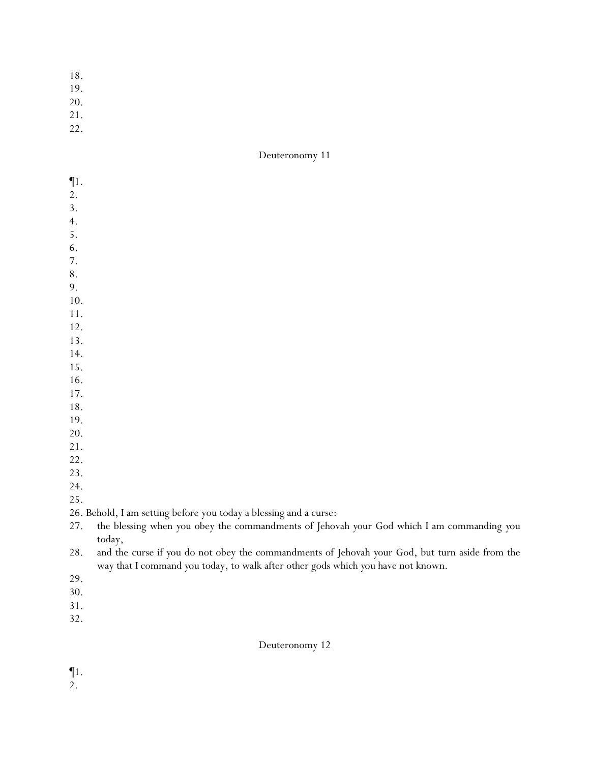18.
19.
20.
21.
22.

## Deuteronomy 11

¶1.
2.
3.
4.
5.
6.
7.
8.
9.
10.
11.
12.
13.
14.
15.
16.
17.
18.
19.
20.
21.
22.
23.
24.
25.
26. Behold, I am setting before you today a blessing and a curse:
27. the blessing when you obey the commandments of Jehovah your God which I am commanding you today,
28. and the curse if you do not obey the commandments of Jehovah your God, but turn aside from the way that I command you today, to walk after other gods which you have not known.
29.
30.
31.
32.

## Deuteronomy 12

¶1.
2.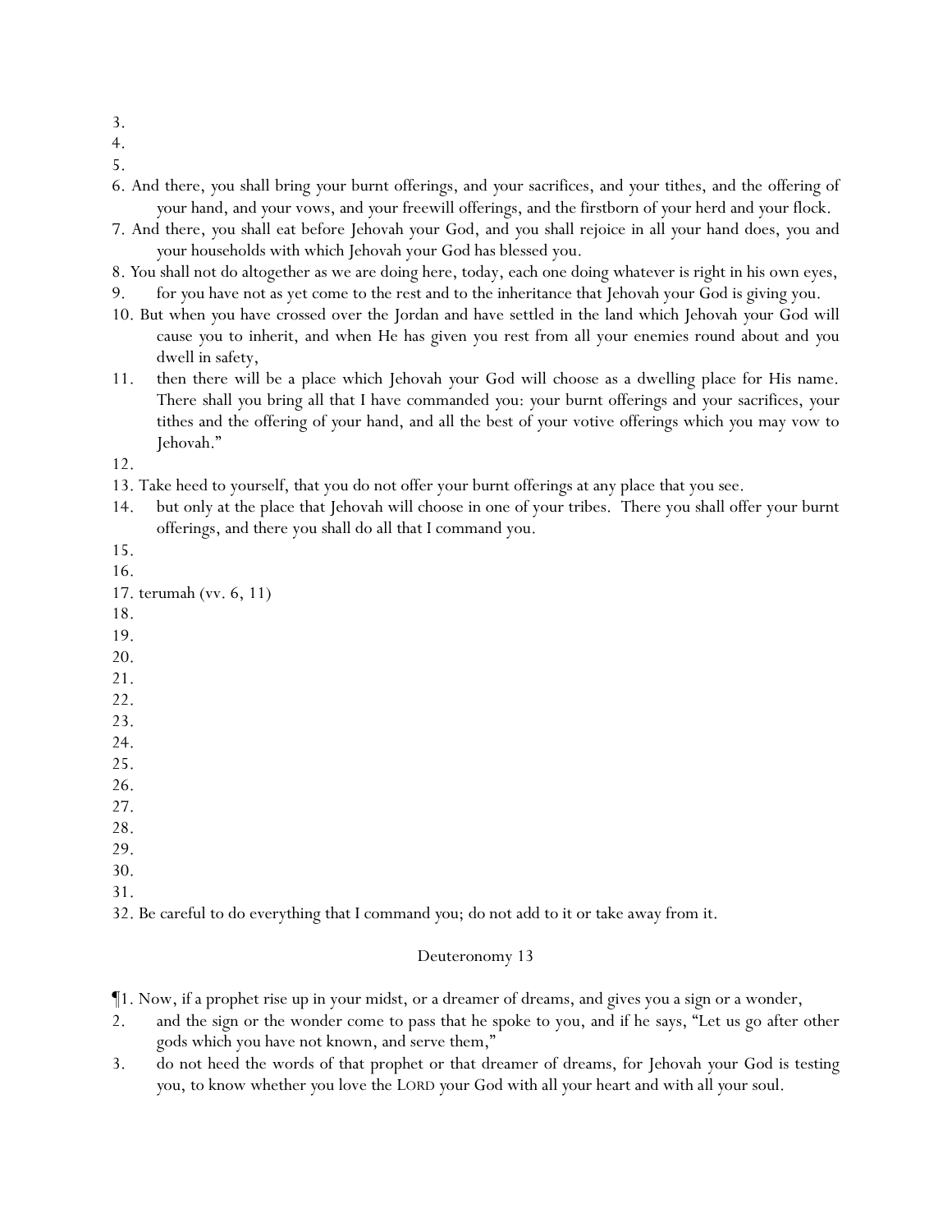3.
4.
5.
6. And there, you shall bring your burnt offerings, and your sacrifices, and your tithes, and the offering of your hand, and your vows, and your freewill offerings, and the firstborn of your herd and your flock.
7. And there, you shall eat before Jehovah your God, and you shall rejoice in all your hand does, you and your households with which Jehovah your God has blessed you.
8. You shall not do altogether as we are doing here, today, each one doing whatever is right in his own eyes,
9. for you have not as yet come to the rest and to the inheritance that Jehovah your God is giving you.
10. But when you have crossed over the Jordan and have settled in the land which Jehovah your God will cause you to inherit, and when He has given you rest from all your enemies round about and you dwell in safety,
11. then there will be a place which Jehovah your God will choose as a dwelling place for His name. There shall you bring all that I have commanded you: your burnt offerings and your sacrifices, your tithes and the offering of your hand, and all the best of your votive offerings which you may vow to Jehovah."
12.
13. Take heed to yourself, that you do not offer your burnt offerings at any place that you see.
14. but only at the place that Jehovah will choose in one of your tribes. There you shall offer your burnt offerings, and there you shall do all that I command you.
15.
16.
17. terumah (vv. 6, 11)
18.
19.
20.
21.
22.
23.
24.
25.
26.
27.
28.
29.
30.
31.
32. Be careful to do everything that I command you; do not add to it or take away from it.

## Deuteronomy 13

¶1. Now, if a prophet rise up in your midst, or a dreamer of dreams, and gives you a sign or a wonder,
2. and the sign or the wonder come to pass that he spoke to you, and if he says, "Let us go after other gods which you have not known, and serve them,"
3. do not heed the words of that prophet or that dreamer of dreams, for Jehovah your God is testing you, to know whether you love the LORD your God with all your heart and with all your soul.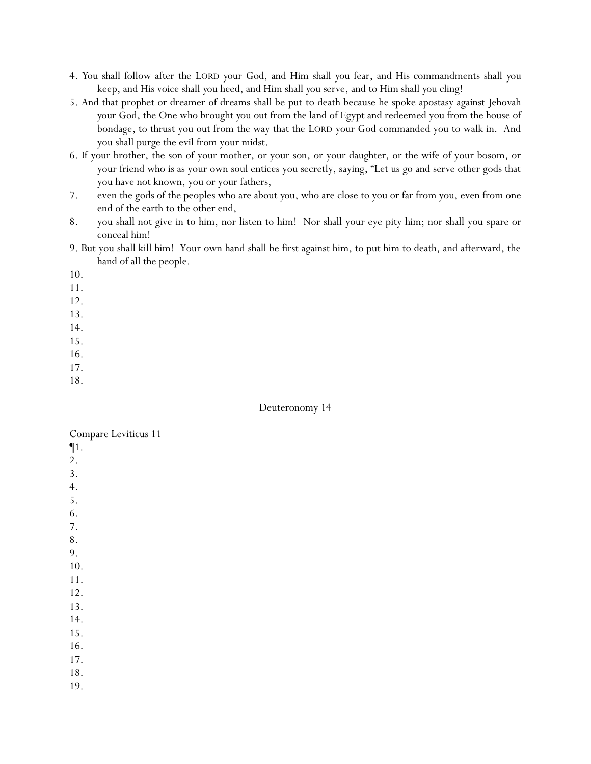4. You shall follow after the LORD your God, and Him shall you fear, and His commandments shall you keep, and His voice shall you heed, and Him shall you serve, and to Him shall you cling!
5. And that prophet or dreamer of dreams shall be put to death because he spoke apostasy against Jehovah your God, the One who brought you out from the land of Egypt and redeemed you from the house of bondage, to thrust you out from the way that the LORD your God commanded you to walk in. And you shall purge the evil from your midst.
6. If your brother, the son of your mother, or your son, or your daughter, or the wife of your bosom, or your friend who is as your own soul entices you secretly, saying, "Let us go and serve other gods that you have not known, you or your fathers,
7. even the gods of the peoples who are about you, who are close to you or far from you, even from one end of the earth to the other end,
8. you shall not give in to him, nor listen to him! Nor shall your eye pity him; nor shall you spare or conceal him!
9. But you shall kill him! Your own hand shall be first against him, to put him to death, and afterward, the hand of all the people.
10.
11.
12.
13.
14.
15.
16.
17.
18.

## Deuteronomy 14

Compare Leviticus 11

¶1.
2.
3.
4.
5.
6.
7.
8.
9.
10.
11.
12.
13.
14.
15.
16.
17.
18.
19.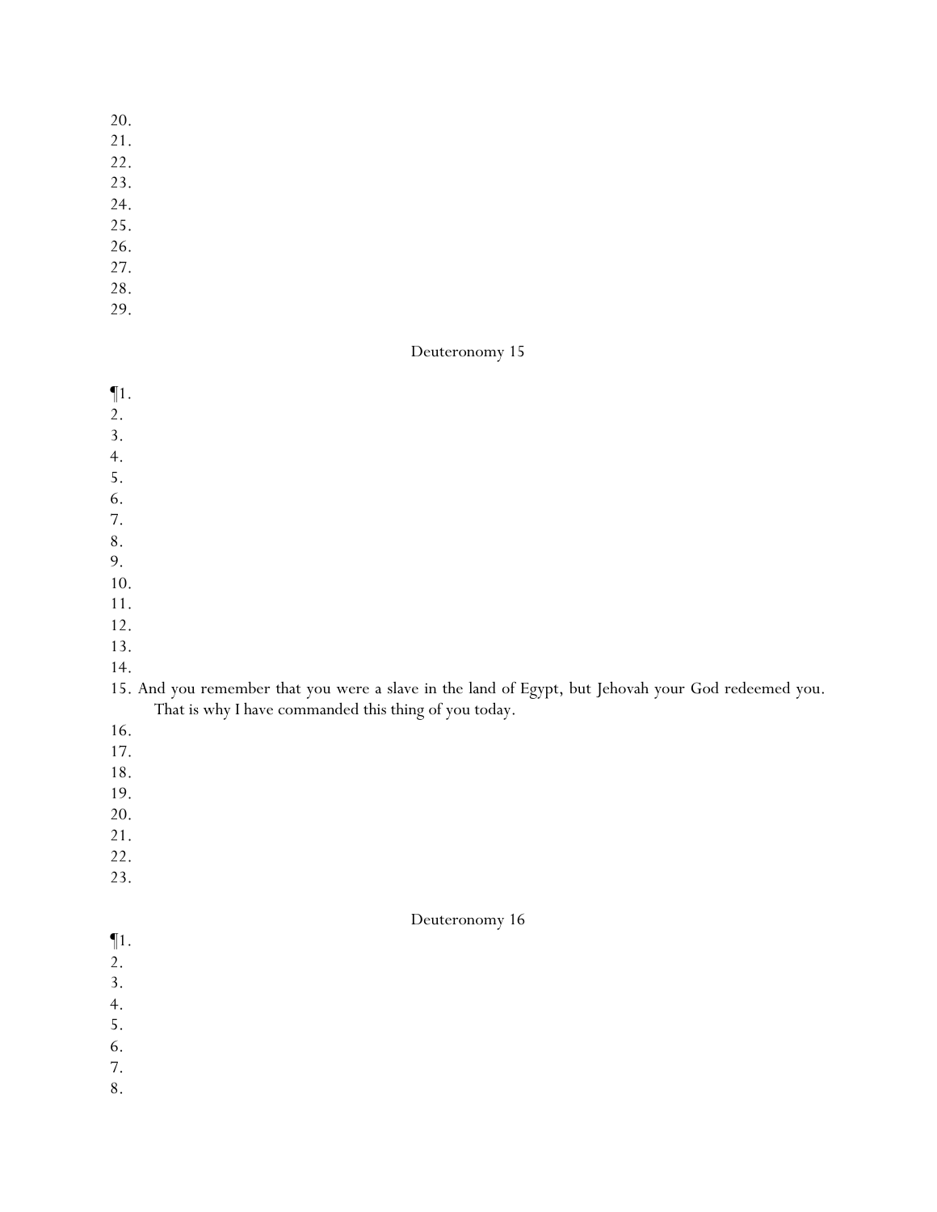20.
21.
22.
23.
24.
25.
26.
27.
28.
29.

## Deuteronomy 15

¶1.
2.
3.
4.
5.
6.
7.
8.
9.
10.
11.
12.
13.
14.
15. And you remember that you were a slave in the land of Egypt, but Jehovah your God redeemed you. That is why I have commanded this thing of you today.
16.
17.
18.
19.
20.
21.
22.
23.

## Deuteronomy 16

¶1.
2.
3.
4.
5.
6.
7.
8.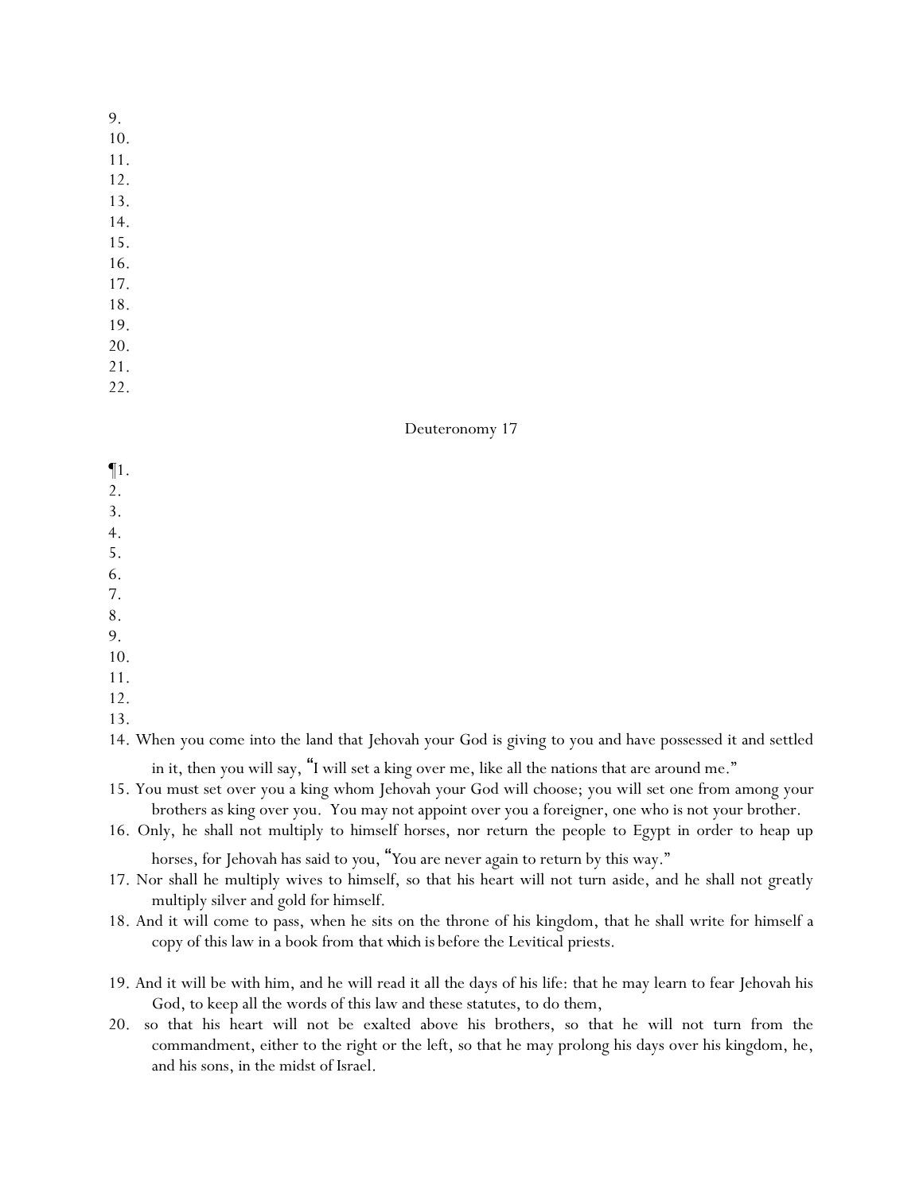9.
10.
11.
12.
13.
14.
15.
16.
17.
18.
19.
20.
21.
22.

Deuteronomy 17

¶1.
2.
3.
4.
5.
6.
7.
8.
9.
10.
11.
12.
13.
14. When you come into the land that Jehovah your God is giving to you and have possessed it and settled in it, then you will say, "I will set a king over me, like all the nations that are around me."
15. You must set over you a king whom Jehovah your God will choose; you will set one from among your brothers as king over you. You may not appoint over you a foreigner, one who is not your brother.
16. Only, he shall not multiply to himself horses, nor return the people to Egypt in order to heap up horses, for Jehovah has said to you, "You are never again to return by this way."
17. Nor shall he multiply wives to himself, so that his heart will not turn aside, and he shall not greatly multiply silver and gold for himself.
18. And it will come to pass, when he sits on the throne of his kingdom, that he shall write for himself a copy of this law in a book from that which is before the Levitical priests.
19. And it will be with him, and he will read it all the days of his life: that he may learn to fear Jehovah his God, to keep all the words of this law and these statutes, to do them,
20. so that his heart will not be exalted above his brothers, so that he will not turn from the commandment, either to the right or the left, so that he may prolong his days over his kingdom, he, and his sons, in the midst of Israel.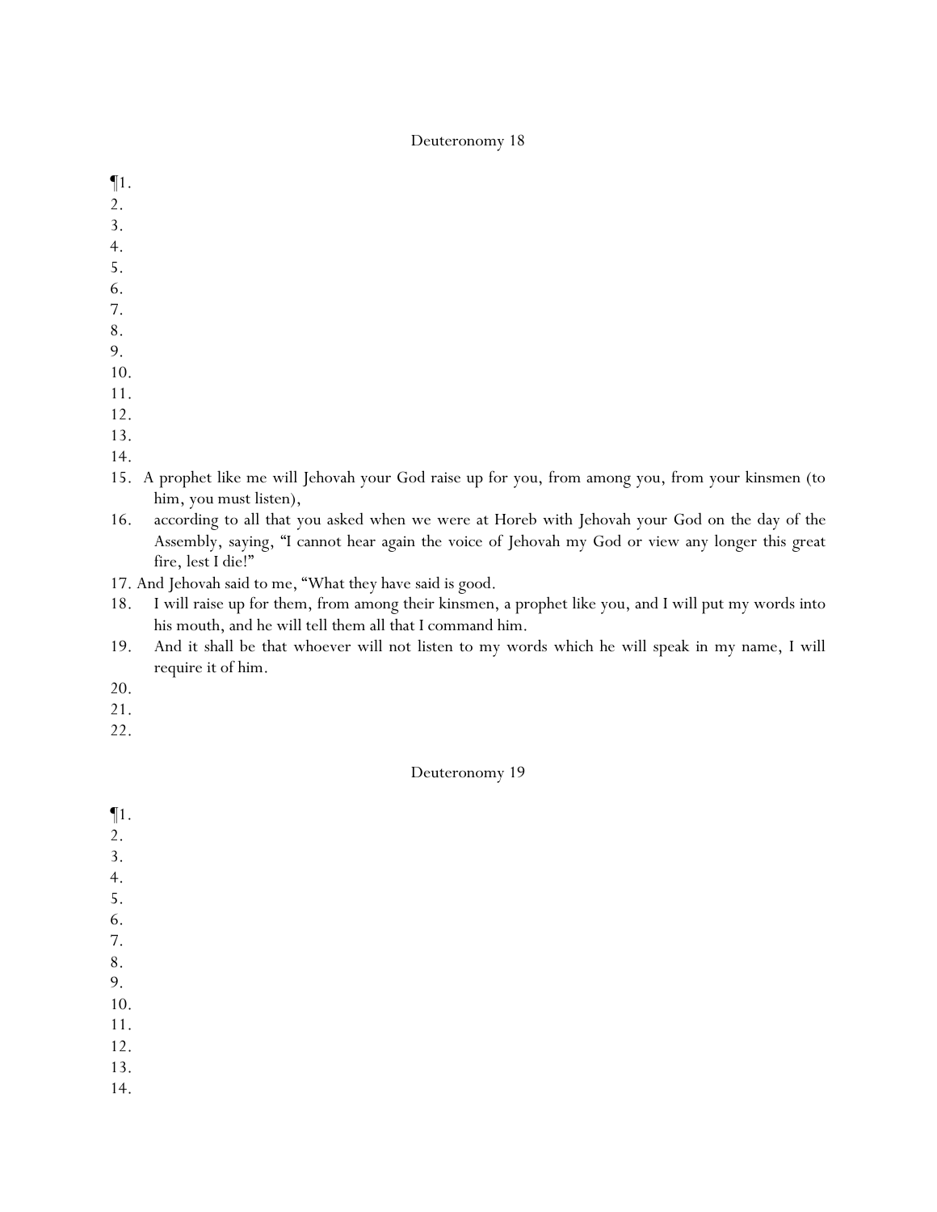# Deuteronomy 18

¶1.
2.
3.
4.
5.
6.
7.
8.
9.
10.
11.
12.
13.
14.
15. A prophet like me will Jehovah your God raise up for you, from among you, from your kinsmen (to him, you must listen),
16. according to all that you asked when we were at Horeb with Jehovah your God on the day of the Assembly, saying, "I cannot hear again the voice of Jehovah my God or view any longer this great fire, lest I die!"
17. And Jehovah said to me, "What they have said is good.
18. I will raise up for them, from among their kinsmen, a prophet like you, and I will put my words into his mouth, and he will tell them all that I command him.
19. And it shall be that whoever will not listen to my words which he will speak in my name, I will require it of him.
20.
21.
22.

# Deuteronomy 19

¶1.
2.
3.
4.
5.
6.
7.
8.
9.
10.
11.
12.
13.
14.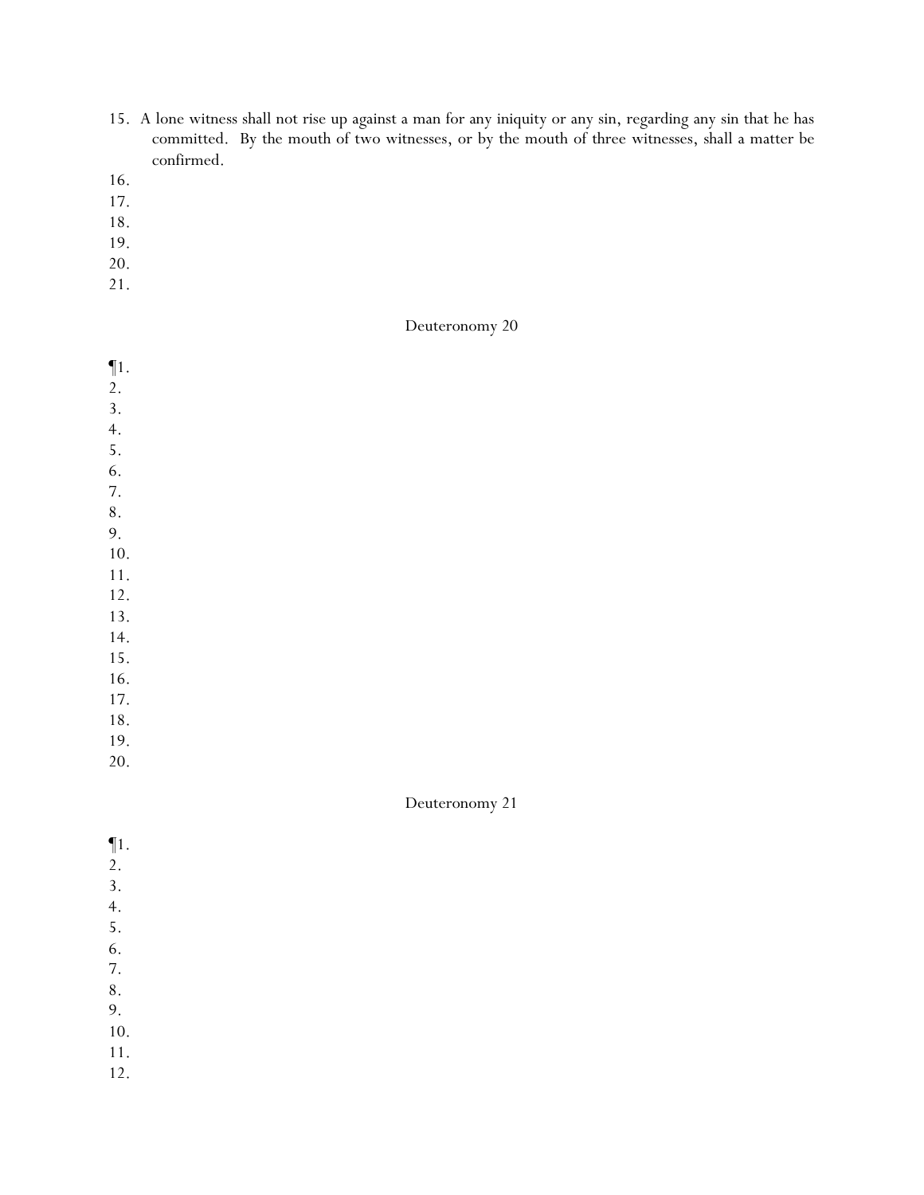15. A lone witness shall not rise up against a man for any iniquity or any sin, regarding any sin that he has committed. By the mouth of two witnesses, or by the mouth of three witnesses, shall a matter be confirmed.
16.
17.
18.
19.
20.
21.

Deuteronomy 20

¶1.
2.
3.
4.
5.
6.
7.
8.
9.
10.
11.
12.
13.
14.
15.
16.
17.
18.
19.
20.

Deuteronomy 21

¶1.
2.
3.
4.
5.
6.
7.
8.
9.
10.
11.
12.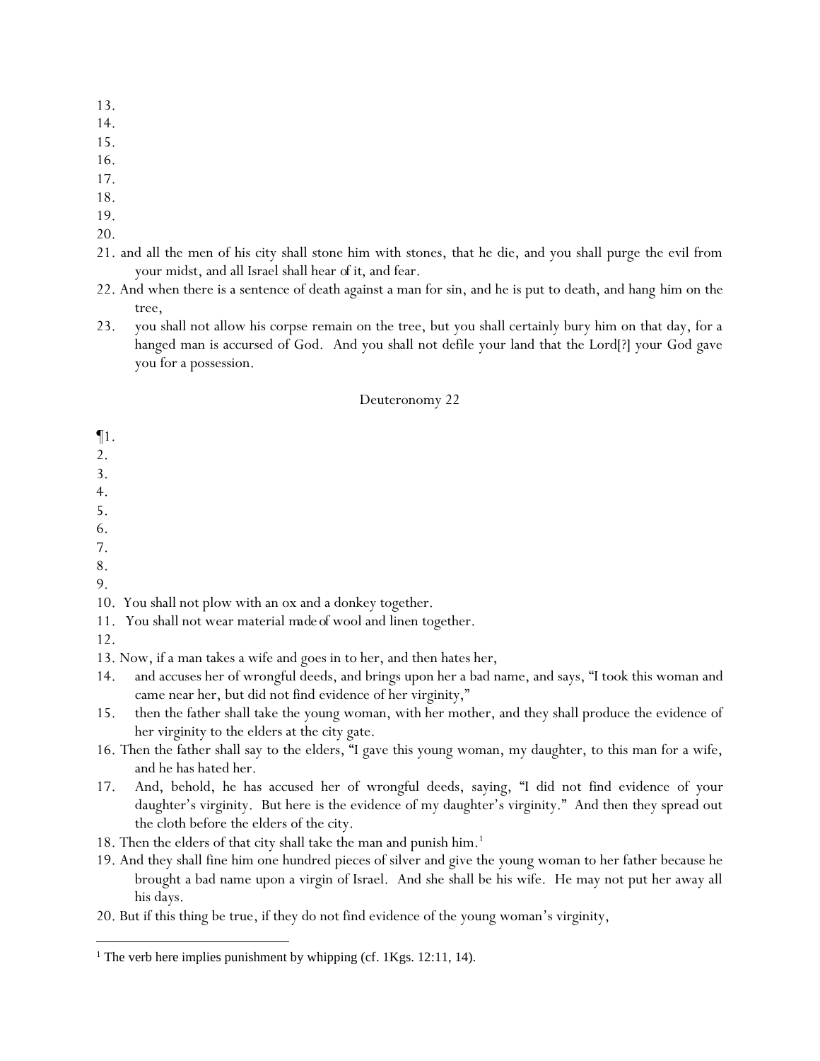13.
14.
15.
16.
17.
18.
19.
20.
21. and all the men of his city shall stone him with stones, that he die, and you shall purge the evil from your midst, and all Israel shall hear of it, and fear.
22. And when there is a sentence of death against a man for sin, and he is put to death, and hang him on the tree,
23. you shall not allow his corpse remain on the tree, but you shall certainly bury him on that day, for a hanged man is accursed of God. And you shall not defile your land that the Lord[?] your God gave you for a possession.

## Deuteronomy 22

¶1.
2.
3.
4.
5.
6.
7.
8.
9.
10. You shall not plow with an ox and a donkey together.
11. You shall not wear material made of wool and linen together.
12.
13. Now, if a man takes a wife and goes in to her, and then hates her,
14. and accuses her of wrongful deeds, and brings upon her a bad name, and says, "I took this woman and came near her, but did not find evidence of her virginity,"
15. then the father shall take the young woman, with her mother, and they shall produce the evidence of her virginity to the elders at the city gate.
16. Then the father shall say to the elders, "I gave this young woman, my daughter, to this man for a wife, and he has hated her.
17. And, behold, he has accused her of wrongful deeds, saying, "I did not find evidence of your daughter's virginity. But here is the evidence of my daughter's virginity." And then they spread out the cloth before the elders of the city.
18. Then the elders of that city shall take the man and punish him.[1]
19. And they shall fine him one hundred pieces of silver and give the young woman to her father because he brought a bad name upon a virgin of Israel. And she shall be his wife. He may not put her away all his days.
20. But if this thing be true, if they do not find evidence of the young woman's virginity,

---

[1] The verb here implies punishment by whipping (cf. 1Kgs. 12:11, 14).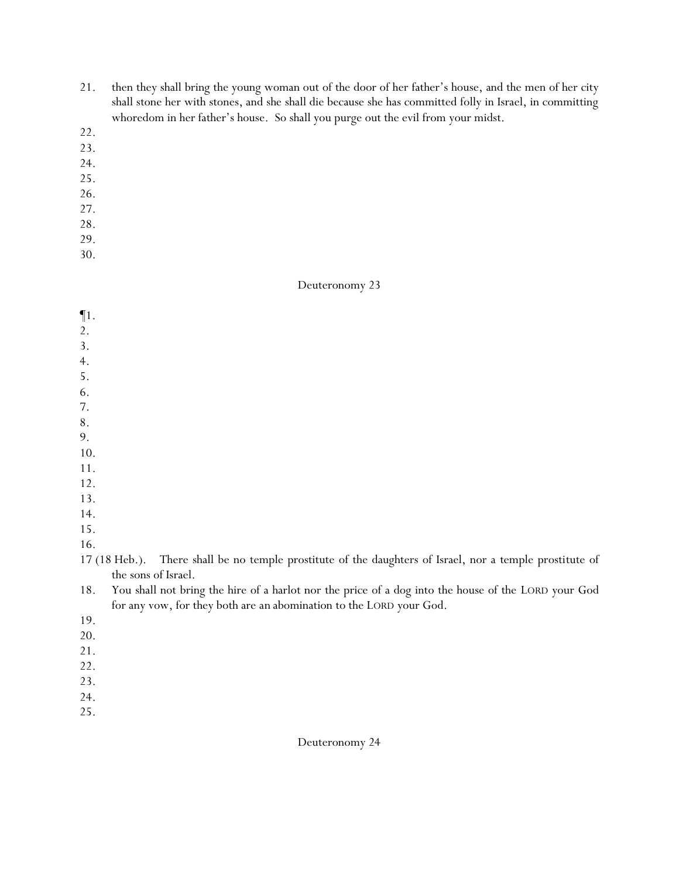21. then they shall bring the young woman out of the door of her father's house, and the men of her city shall stone her with stones, and she shall die because she has committed folly in Israel, in committing whoredom in her father's house. So shall you purge out the evil from your midst.

22.

23.

24.

25.

26.

27.

28.

29.

30.

## Deuteronomy 23

¶1.

2.

3.

4.

5.

6.

7.

8.

9.

10.

11.

12.

13.

14.

15.

16.

17 (18 Heb.). There shall be no temple prostitute of the daughters of Israel, nor a temple prostitute of the sons of Israel.

18. You shall not bring the hire of a harlot nor the price of a dog into the house of the LORD your God for any vow, for they both are an abomination to the LORD your God.

19.

20.

21.

22.

23.

24.

25.

## Deuteronomy 24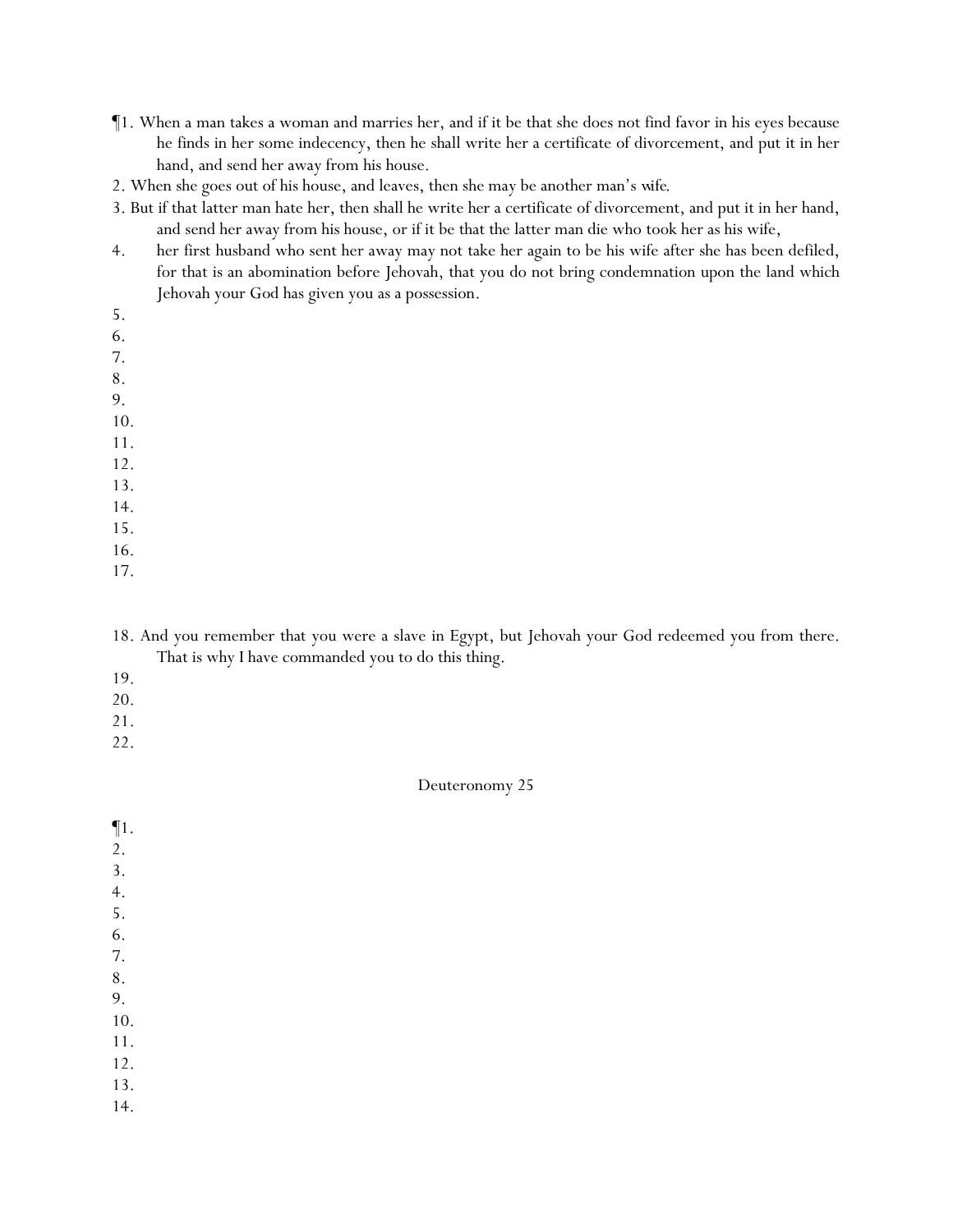¶1. When a man takes a woman and marries her, and if it be that she does not find favor in his eyes because he finds in her some indecency, then he shall write her a certificate of divorcement, and put it in her hand, and send her away from his house.

2. When she goes out of his house, and leaves, then she may be another man's wife.

3. But if that latter man hate her, then shall he write her a certificate of divorcement, and put it in her hand, and send her away from his house, or if it be that the latter man die who took her as his wife,

4. her first husband who sent her away may not take her again to be his wife after she has been defiled, for that is an abomination before Jehovah, that you do not bring condemnation upon the land which Jehovah your God has given you as a possession.

5.

6.

7.

8.

9.

10.

11.

12.

13.

14.

15.

16.

17.

18. And you remember that you were a slave in Egypt, but Jehovah your God redeemed you from there. That is why I have commanded you to do this thing.

19.

20.

21.

22.

## Deuteronomy 25

¶1.

2.

3.

4.

5.

6.

7.

8.

9.

10.

11.

12.

13.

14.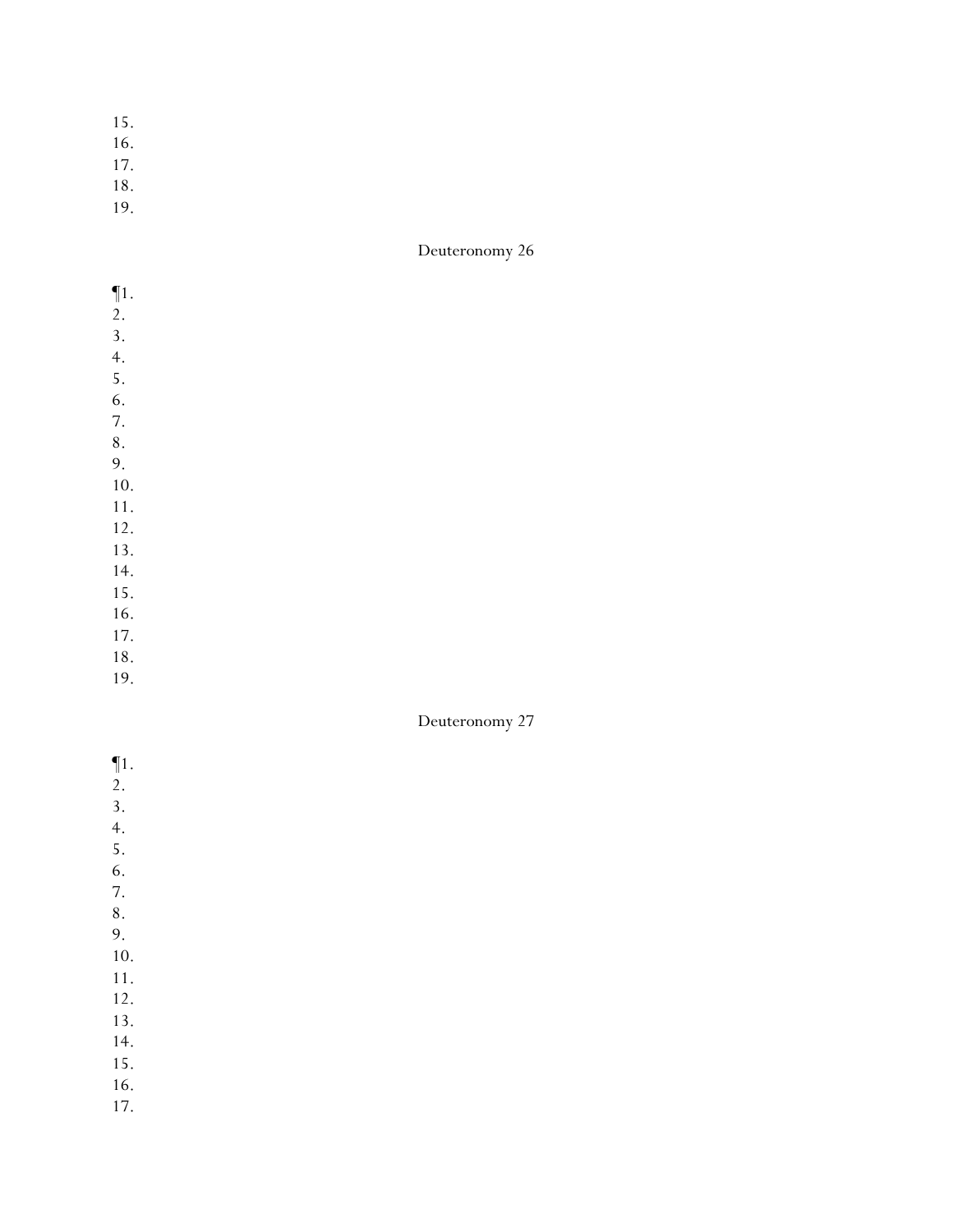15.
16.
17.
18.
19.

Deuteronomy 26

¶1.
2.
3.
4.
5.
6.
7.
8.
9.
10.
11.
12.
13.
14.
15.
16.
17.
18.
19.

Deuteronomy 27

¶1.
2.
3.
4.
5.
6.
7.
8.
9.
10.
11.
12.
13.
14.
15.
16.
17.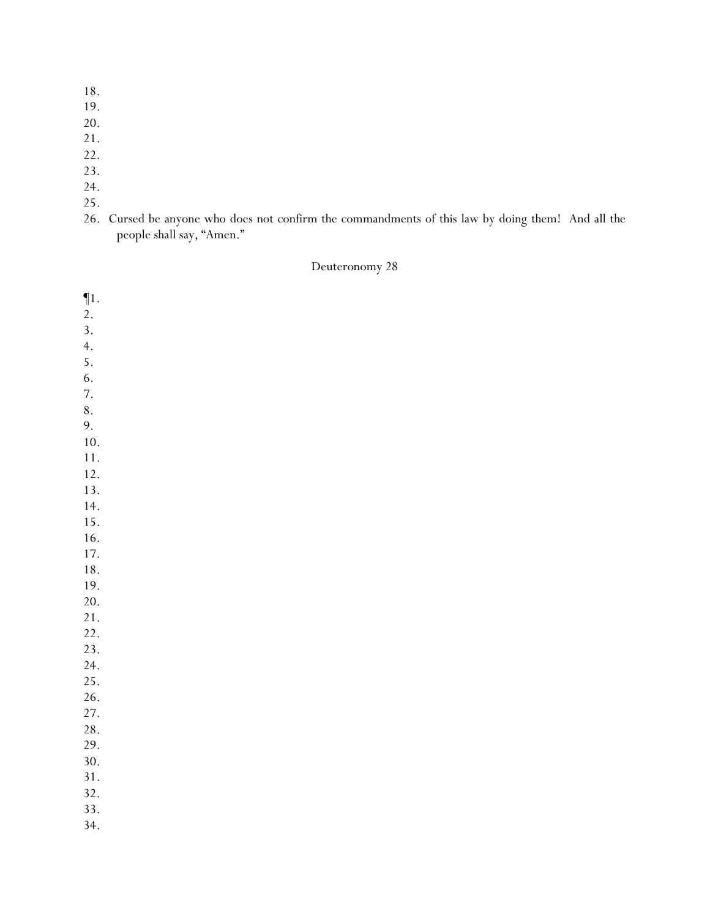18.
19.
20.
21.
22.
23.
24.
25.
26. Cursed be anyone who does not confirm the commandments of this law by doing them! And all the people shall say, "Amen."

## Deuteronomy 28

¶1.
2.
3.
4.
5.
6.
7.
8.
9.
10.
11.
12.
13.
14.
15.
16.
17.
18.
19.
20.
21.
22.
23.
24.
25.
26.
27.
28.
29.
30.
31.
32.
33.
34.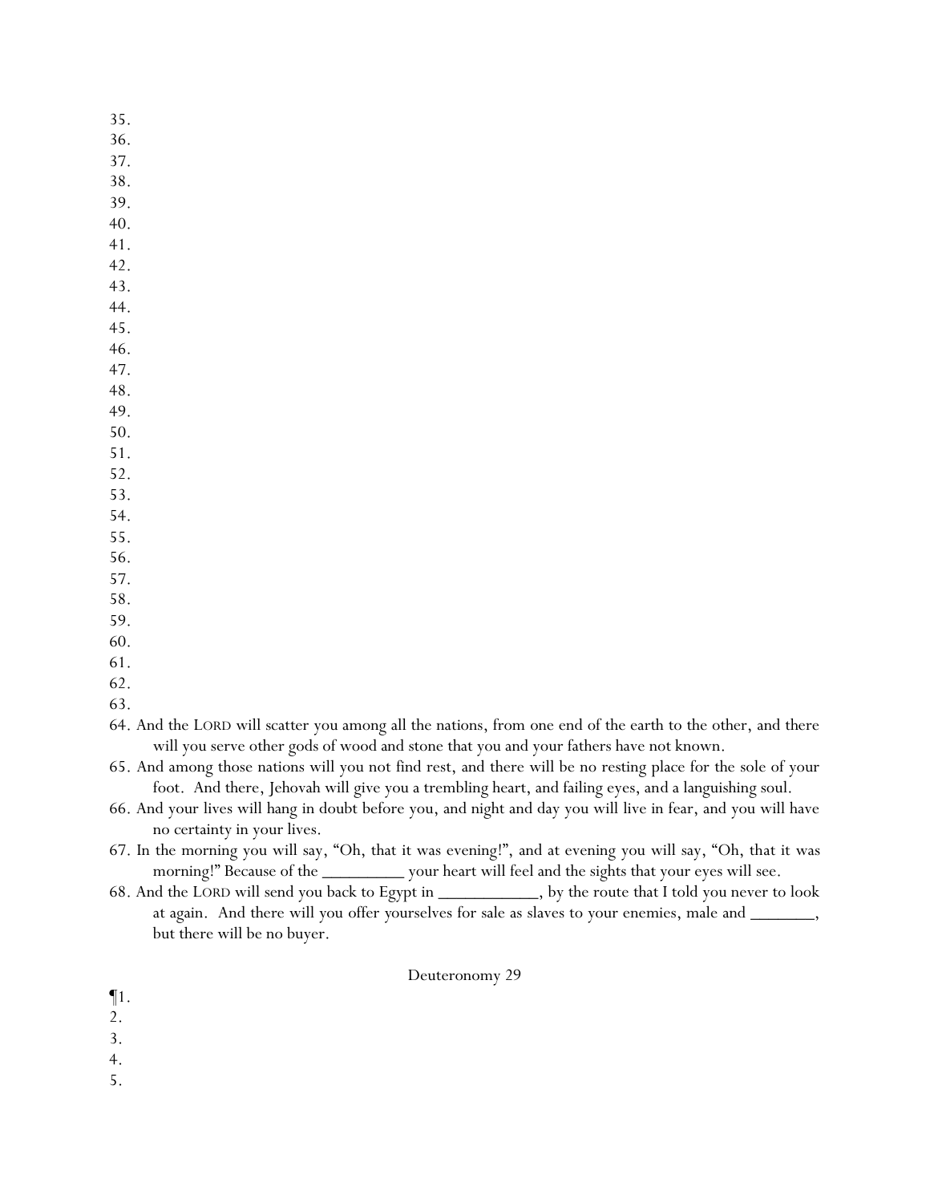35.
36.
37.
38.
39.
40.
41.
42.
43.
44.
45.
46.
47.
48.
49.
50.
51.
52.
53.
54.
55.
56.
57.
58.
59.
60.
61.
62.
63.
64. And the LORD will scatter you among all the nations, from one end of the earth to the other, and there will you serve other gods of wood and stone that you and your fathers have not known.
65. And among those nations will you not find rest, and there will be no resting place for the sole of your foot. And there, Jehovah will give you a trembling heart, and failing eyes, and a languishing soul.
66. And your lives will hang in doubt before you, and night and day you will live in fear, and you will have no certainty in your lives.
67. In the morning you will say, "Oh, that it was evening!", and at evening you will say, "Oh, that it was morning!" Because of the _________ your heart will feel and the sights that your eyes will see.
68. And the LORD will send you back to Egypt in ___________, by the route that I told you never to look at again. And there will you offer yourselves for sale as slaves to your enemies, male and _______, but there will be no buyer.

Deuteronomy 29

¶1.
2.
3.
4.
5.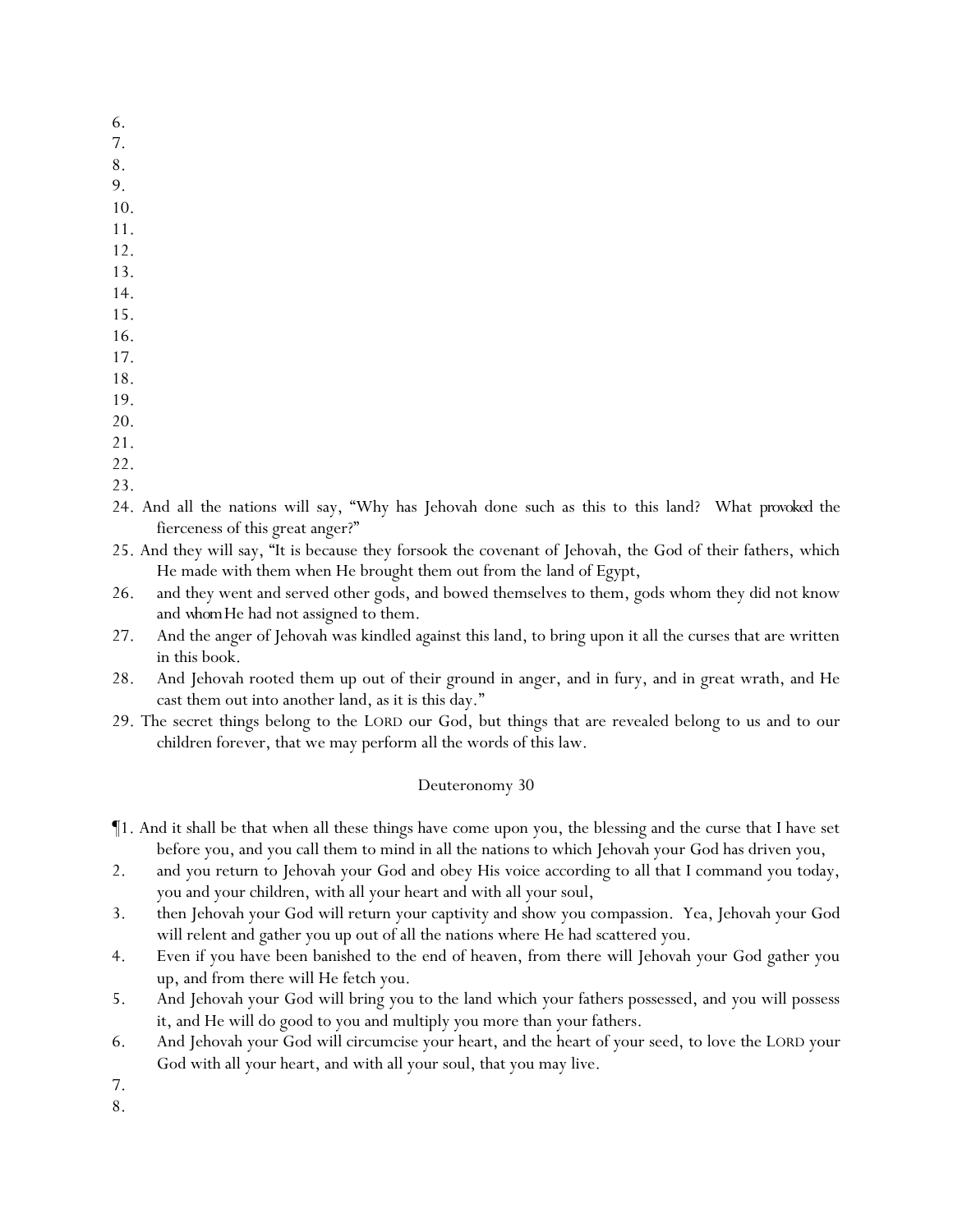6.
7.
8.
9.
10.
11.
12.
13.
14.
15.
16.
17.
18.
19.
20.
21.
22.
23.
24. And all the nations will say, "Why has Jehovah done such as this to this land? What *provoked* the fierceness of this great anger?"
25. And they will say, "It is because they forsook the covenant of Jehovah, the God of their fathers, which He made with them when He brought them out from the land of Egypt,
26. and they went and served other gods, and bowed themselves to them, gods whom they did not know and *whom* He had not assigned to them.
27. And the anger of Jehovah was kindled against this land, to bring upon it all the curses that are written in this book.
28. And Jehovah rooted them up out of their ground in anger, and in fury, and in great wrath, and He cast them out into another land, as it is this day."
29. The secret things belong to the LORD our God, but things that are revealed belong to us and to our children forever, that we may perform all the words of this law.

## Deuteronomy 30

¶1. And it shall be that when all these things have come upon you, the blessing and the curse that I have set before you, and you call them to mind in all the nations to which Jehovah your God has driven you,
2. and you return to Jehovah your God and obey His voice according to all that I command you today, you and your children, with all your heart and with all your soul,
3. then Jehovah your God will return your captivity and show you compassion. Yea, Jehovah your God will relent and gather you up out of all the nations where He had scattered you.
4. Even if you have been banished to the end of heaven, from there will Jehovah your God gather you up, and from there will He fetch you.
5. And Jehovah your God will bring you to the land which your fathers possessed, and you will possess it, and He will do good to you and multiply you more than your fathers.
6. And Jehovah your God will circumcise your heart, and the heart of your seed, to love the LORD your God with all your heart, and with all your soul, that you may live.
7.
8.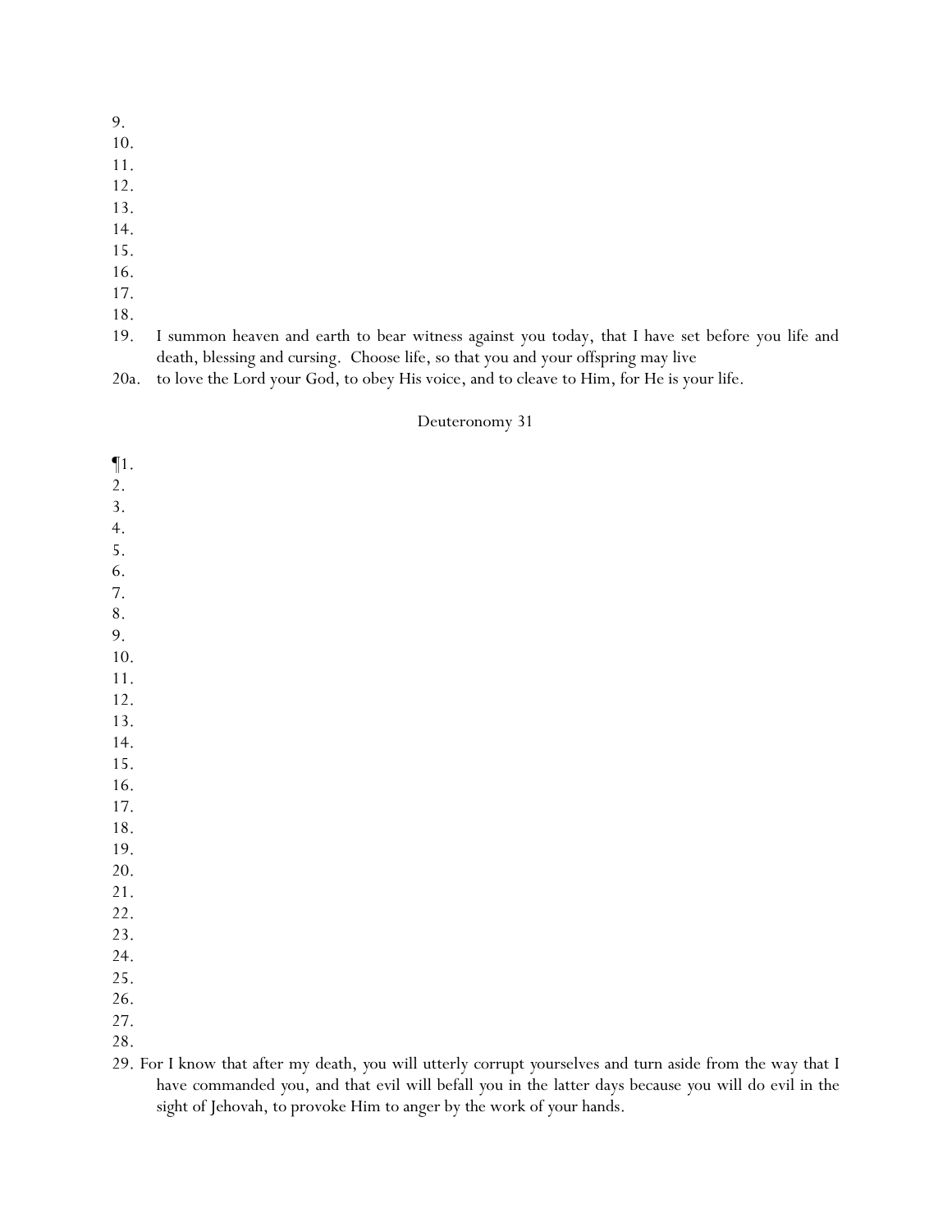9.
10.
11.
12.
13.
14.
15.
16.
17.
18.
19. I summon heaven and earth to bear witness against you today, that I have set before you life and death, blessing and cursing. Choose life, so that you and your offspring may live
20a. to love the Lord your God, to obey His voice, and to cleave to Him, for He is your life.

## Deuteronomy 31

¶1.
2.
3.
4.
5.
6.
7.
8.
9.
10.
11.
12.
13.
14.
15.
16.
17.
18.
19.
20.
21.
22.
23.
24.
25.
26.
27.
28.
29. For I know that after my death, you will utterly corrupt yourselves and turn aside from the way that I have commanded you, and that evil will befall you in the latter days because you will do evil in the sight of Jehovah, to provoke Him to anger by the work of your hands.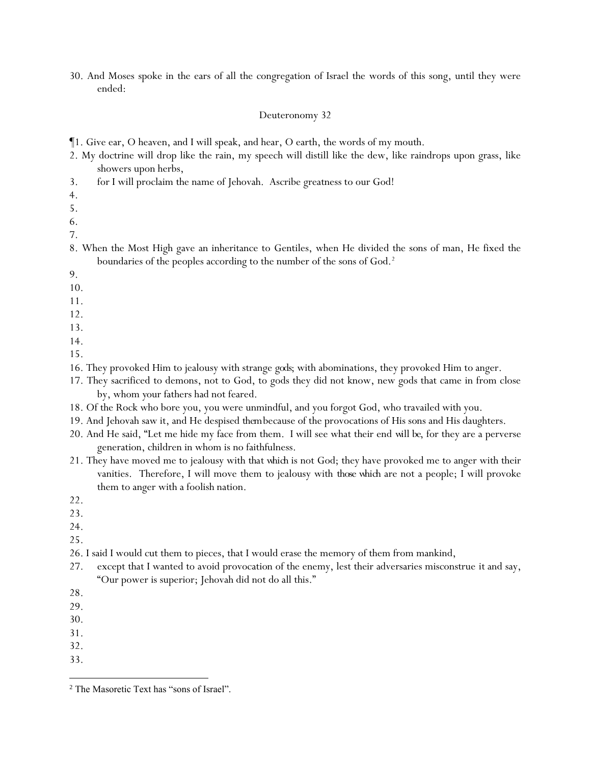30. And Moses spoke in the ears of all the congregation of Israel the words of this song, until they were ended:

## Deuteronomy 32

¶1. Give ear, O heaven, and I will speak, and hear, O earth, the words of my mouth.
2. My doctrine will drop like the rain, my speech will distill like the dew, like raindrops upon grass, like showers upon herbs,
3. for I will proclaim the name of Jehovah. Ascribe greatness to our God!
4.
5.
6.
7.
8. When the Most High gave an inheritance to Gentiles, when He divided the sons of man, He fixed the boundaries of the peoples according to the number of the sons of God.[2]
9.
10.
11.
12.
13.
14.
15.
16. They provoked Him to jealousy with strange *gods*; with abominations, they provoked Him to anger.
17. They sacrificed to demons, not to God, to gods they did not know, new gods that came in from close by, whom your fathers had not feared.
18. Of the Rock who bore you, you were unmindful, and you forgot God, who travailed with you.
19. And Jehovah saw it, and He despised *them* because of the provocations of His sons and His daughters.
20. And He said, "Let me hide my face from them. I will see what their end *will be*, for they are a perverse generation, children in whom is no faithfulness.
21. They have moved me to jealousy with *that which* is not God; they have provoked me to anger with their vanities. Therefore, I will move them to jealousy with *those which* are not a people; I will provoke them to anger with a foolish nation.
22.
23.
24.
25.
26. I said I would cut them to pieces, that I would erase the memory of them from mankind,
27. except that I wanted to avoid provocation of the enemy, lest their adversaries misconstrue it and say, "Our power is superior; Jehovah did not do all this."
28.
29.
30.
31.
32.
33.

[2] The Masoretic Text has "sons of Israel".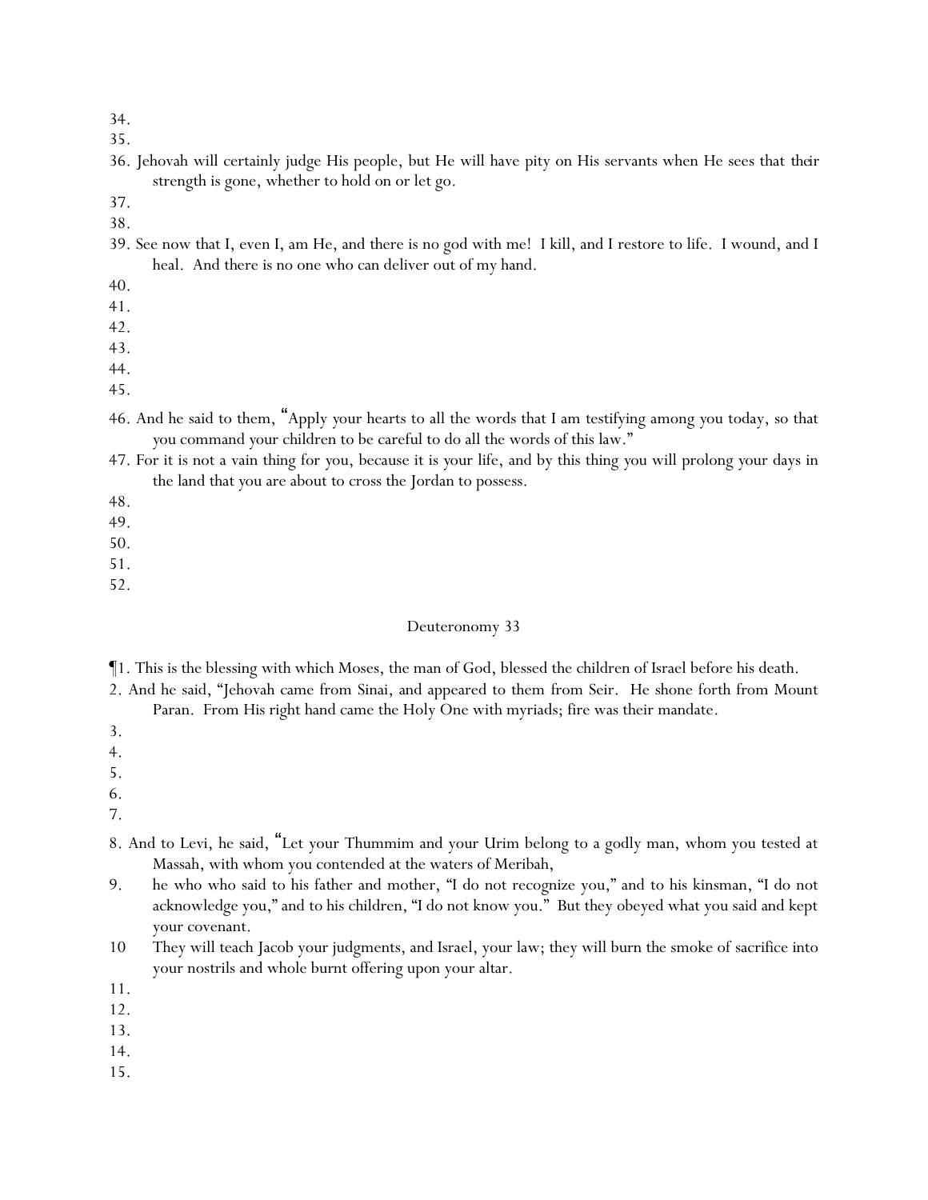34.
35.
36. Jehovah will certainly judge His people, but He will have pity on His servants when He sees that their strength is gone, whether to hold on or let go.
37.
38.
39. See now that I, even I, am He, and there is no god with me! I kill, and I restore to life. I wound, and I heal. And there is no one who can deliver out of my hand.
40.
41.
42.
43.
44.
45.
46. And he said to them, "Apply your hearts to all the words that I am testifying among you today, so that you command your children to be careful to do all the words of this law."
47. For it is not a vain thing for you, because it is your life, and by this thing you will prolong your days in the land that you are about to cross the Jordan to possess.
48.
49.
50.
51.
52.

Deuteronomy 33

¶1. This is the blessing with which Moses, the man of God, blessed the children of Israel before his death.
2. And he said, "Jehovah came from Sinai, and appeared to them from Seir. He shone forth from Mount Paran. From His right hand came the Holy One with myriads; fire was their mandate.
3.
4.
5.
6.
7.
8. And to Levi, he said, "Let your Thummim and your Urim belong to a godly man, whom you tested at Massah, with whom you contended at the waters of Meribah,
9. he who who said to his father and mother, "I do not recognize you," and to his kinsman, "I do not acknowledge you," and to his children, "I do not know you." But they obeyed what you said and kept your covenant.
10 They will teach Jacob your judgments, and Israel, your law; they will burn the smoke of sacrifice into your nostrils and whole burnt offering upon your altar.
11.
12.
13.
14.
15.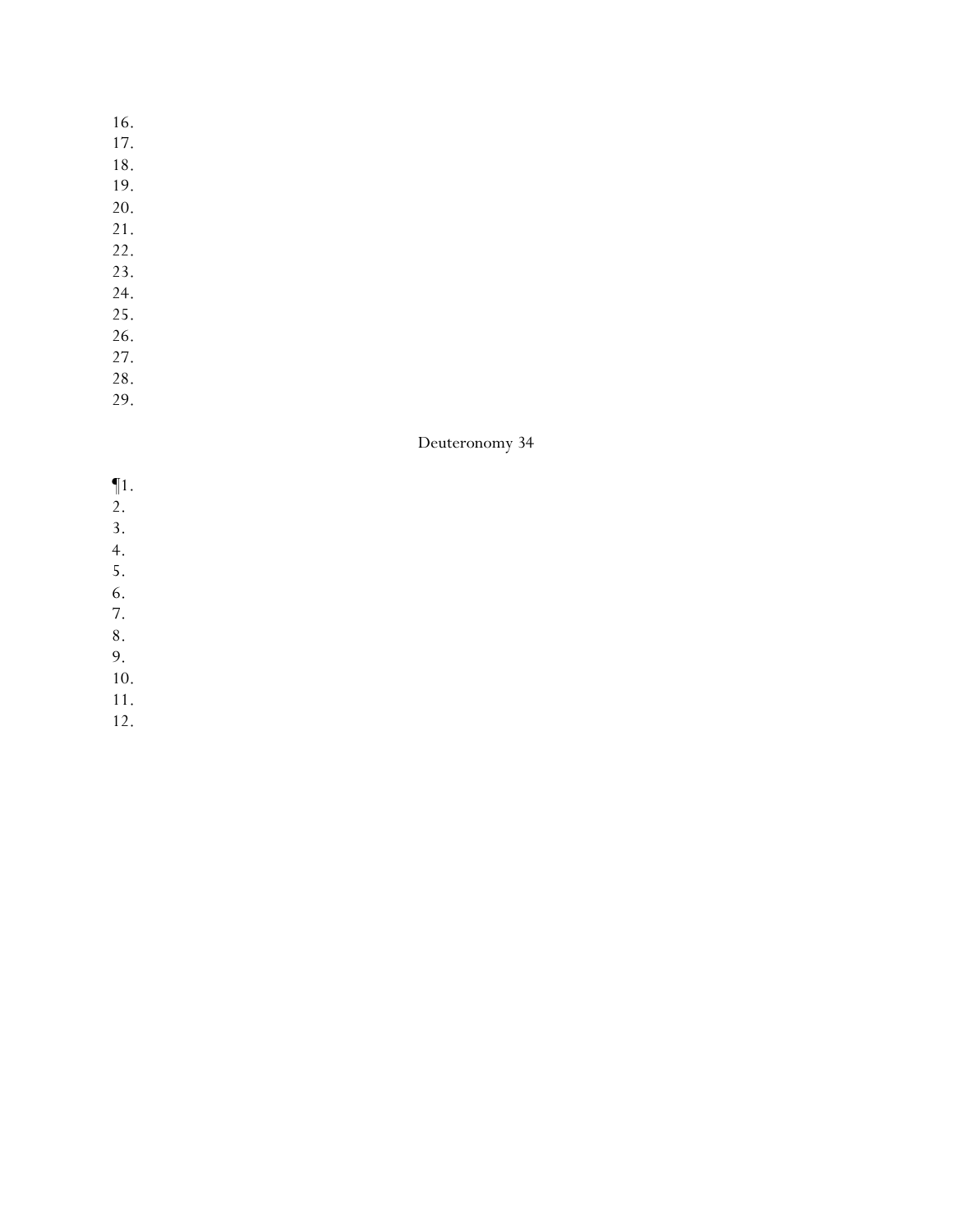16.
17.
18.
19.
20.
21.
22.
23.
24.
25.
26.
27.
28.
29.

Deuteronomy 34

¶1.
2.
3.
4.
5.
6.
7.
8.
9.
10.
11.
12.